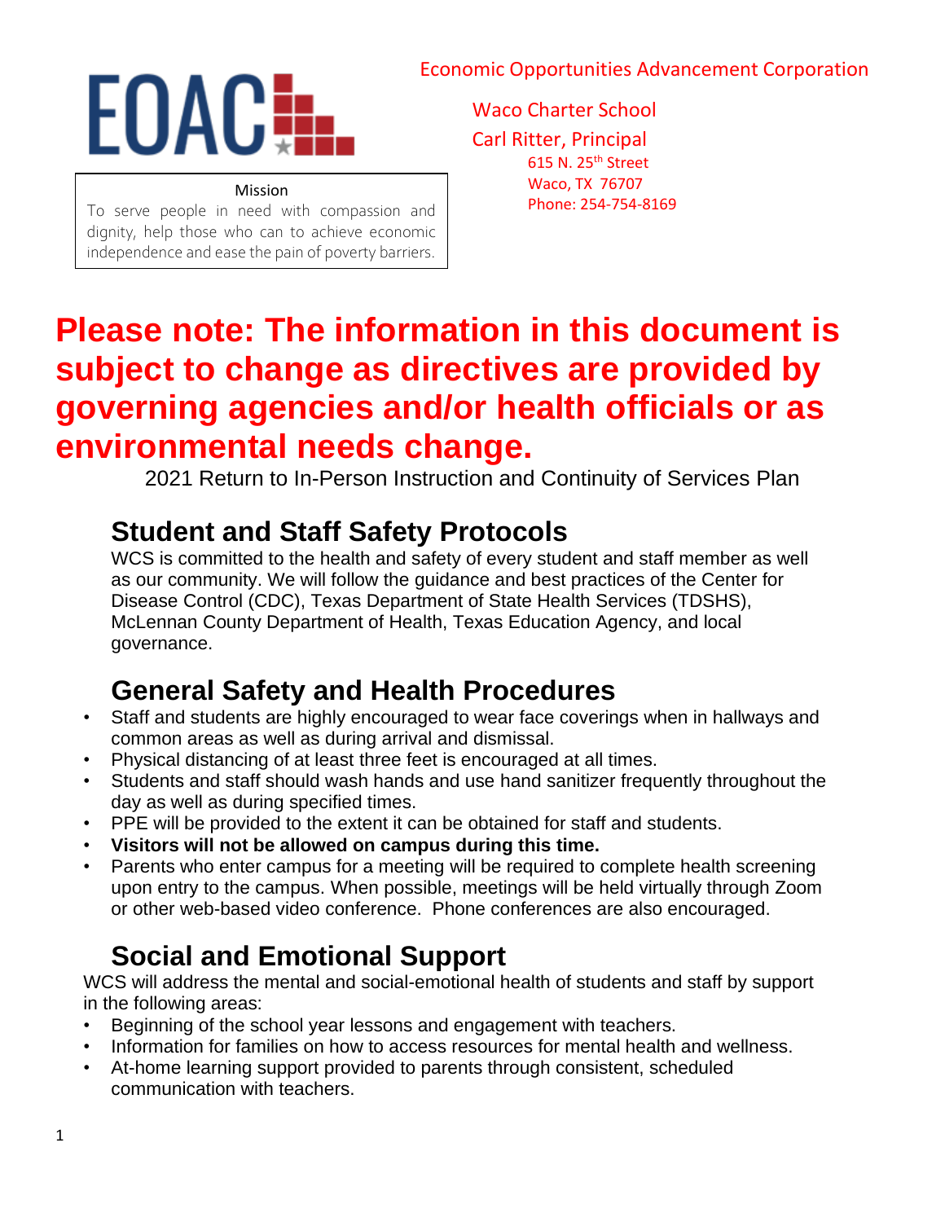EOAC

Economic Opportunities Advancement Corporation

Waco Charter School

Carl Ritter, Principal

615 N. 25th Street

Waco, TX 76707

Phone: 254-754-8169

Mission

To serve people in need with compassion and dignity, help those who can to achieve economic independence and ease the pain of poverty barriers.

# Please note: The information in this document is subject to change as directives are provided by governing agencies and/or health officials or as environmental needs change.

2021 Return to In-Person Instruction and Continuity of Services Plan

## Student and Staff Safety Protocols

WCS is committed to the health and safety of every student and staff member as well as our community. We will follow the guidance and best practices of the Center for Disease Control (CDC), Texas Department of State Health Services (TDSHS), McLennan County Department of Health, Texas Education Agency, and local governance.

## General Safety and Health Procedures

- Staff and students are highly encouraged to wear face coverings when in hallways and common areas as well as during arrival and dismissal.
- Physical distancing of at least three feet is encouraged at all times.
- Students and staff should wash hands and use hand sanitizer frequently throughout the day as well as during specified times.
- PPE will be provided to the extent it can be obtained for staff and students.
- **Visitors will not be allowed on campus during this time.**
- Parents who enter campus for a meeting will be required to complete health screening upon entry to the campus. When possible, meetings will be held virtually through Zoom or other web-based video conference. Phone conferences are also encouraged.

## Social and Emotional Support

WCS will address the mental and social-emotional health of students and staff by support in the following areas:

- Beginning of the school year lessons and engagement with teachers.
- Information for families on how to access resources for mental health and wellness.
- At-home learning support provided to parents through consistent, scheduled communication with teachers.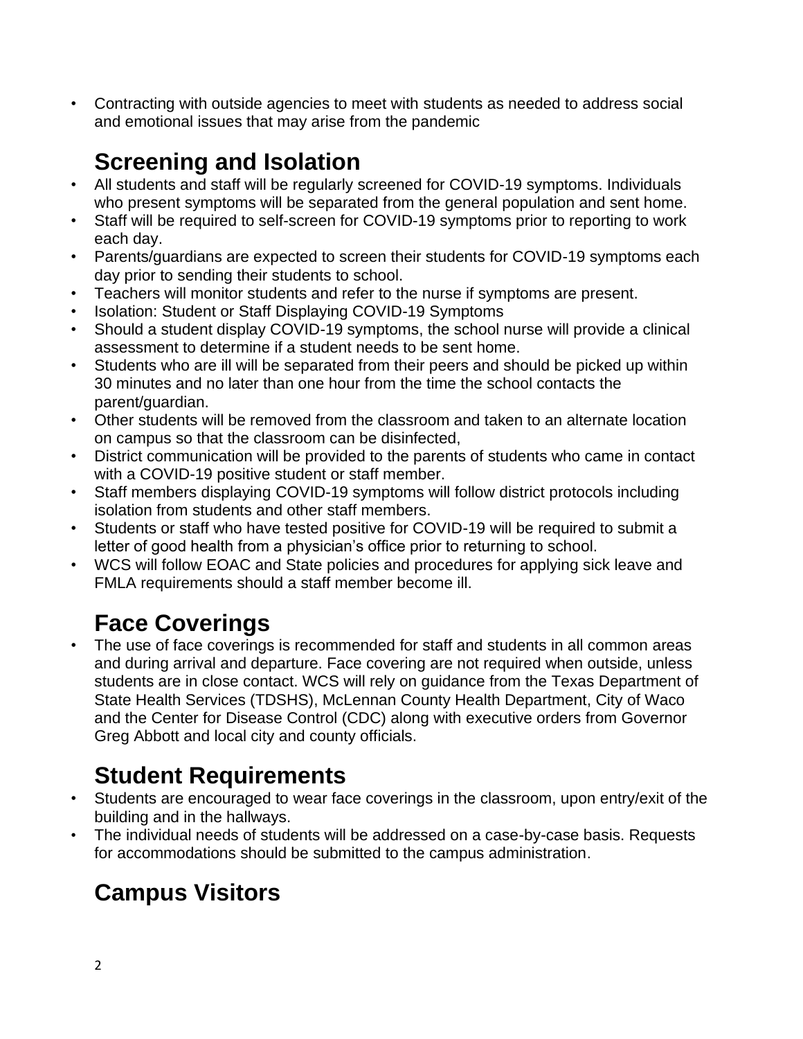- Contracting with outside agencies to meet with students as needed to address social and emotional issues that may arise from the pandemic

## Screening and Isolation

- All students and staff will be regularly screened for COVID-19 symptoms. Individuals who present symptoms will be separated from the general population and sent home.
- Staff will be required to self-screen for COVID-19 symptoms prior to reporting to work each day.
- Parents/guardians are expected to screen their students for COVID-19 symptoms each day prior to sending their students to school.
- Teachers will monitor students and refer to the nurse if symptoms are present.
- Isolation: Student or Staff Displaying COVID-19 Symptoms
- Should a student display COVID-19 symptoms, the school nurse will provide a clinical assessment to determine if a student needs to be sent home.
- Students who are ill will be separated from their peers and should be picked up within 30 minutes and no later than one hour from the time the school contacts the parent/guardian.
- Other students will be removed from the classroom and taken to an alternate location on campus so that the classroom can be disinfected,
- District communication will be provided to the parents of students who came in contact with a COVID-19 positive student or staff member.
- Staff members displaying COVID-19 symptoms will follow district protocols including isolation from students and other staff members.
- Students or staff who have tested positive for COVID-19 will be required to submit a letter of good health from a physician's office prior to returning to school.
- WCS will follow EOAC and State policies and procedures for applying sick leave and FMLA requirements should a staff member become ill.

## Face Coverings

- The use of face coverings is recommended for staff and students in all common areas and during arrival and departure. Face covering are not required when outside, unless students are in close contact. WCS will rely on guidance from the Texas Department of State Health Services (TDSHS), McLennan County Health Department, City of Waco and the Center for Disease Control (CDC) along with executive orders from Governor Greg Abbott and local city and county officials.

## Student Requirements

- Students are encouraged to wear face coverings in the classroom, upon entry/exit of the building and in the hallways.
- The individual needs of students will be addressed on a case-by-case basis. Requests for accommodations should be submitted to the campus administration.

## Campus Visitors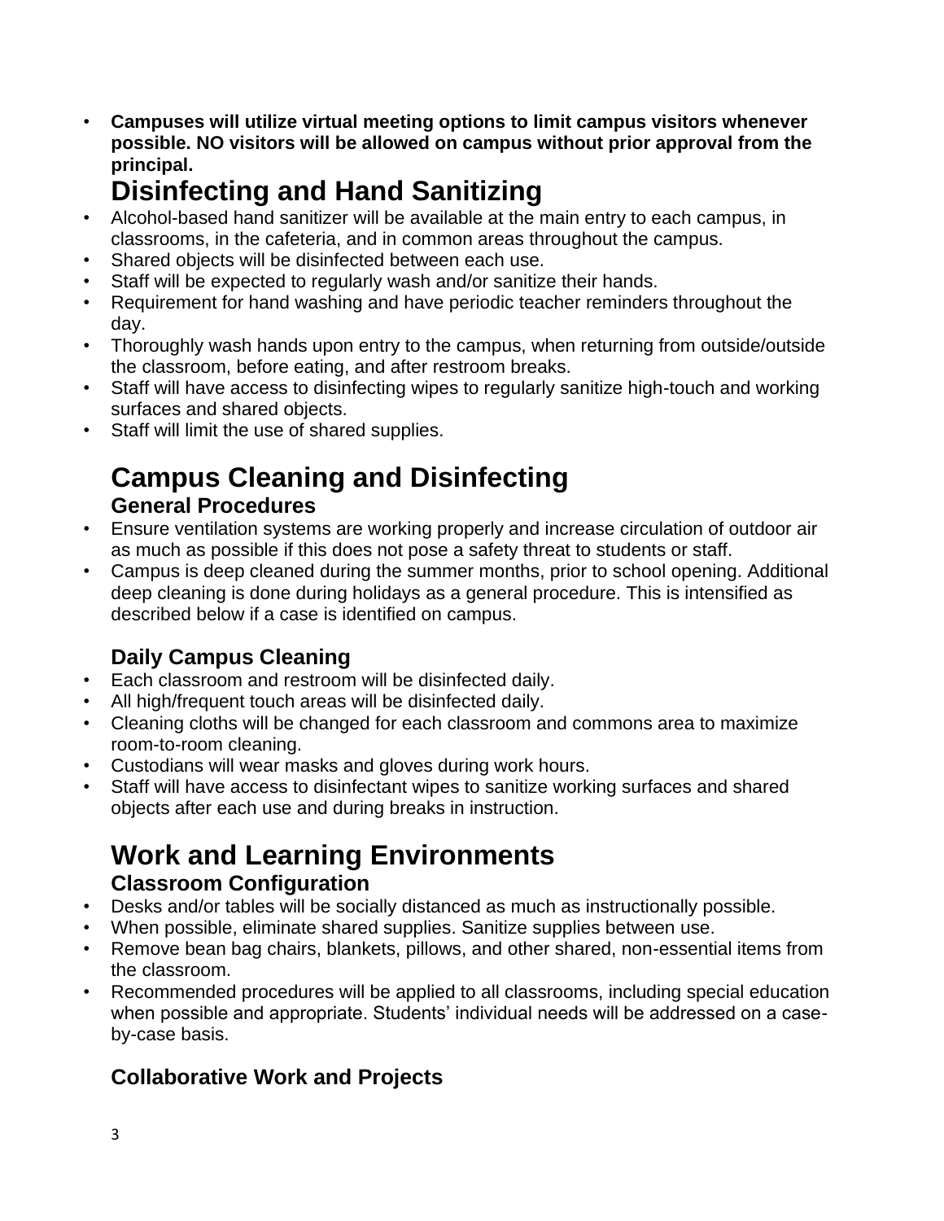- **Campuses will utilize virtual meeting options to limit campus visitors whenever possible. NO visitors will be allowed on campus without prior approval from the principal.**

## Disinfecting and Hand Sanitizing

- Alcohol-based hand sanitizer will be available at the main entry to each campus, in classrooms, in the cafeteria, and in common areas throughout the campus.
- Shared objects will be disinfected between each use.
- Staff will be expected to regularly wash and/or sanitize their hands.
- Requirement for hand washing and have periodic teacher reminders throughout the day.
- Thoroughly wash hands upon entry to the campus, when returning from outside/outside the classroom, before eating, and after restroom breaks.
- Staff will have access to disinfecting wipes to regularly sanitize high-touch and working surfaces and shared objects.
- Staff will limit the use of shared supplies.

## Campus Cleaning and Disinfecting

### General Procedures

- Ensure ventilation systems are working properly and increase circulation of outdoor air as much as possible if this does not pose a safety threat to students or staff.
- Campus is deep cleaned during the summer months, prior to school opening. Additional deep cleaning is done during holidays as a general procedure. This is intensified as described below if a case is identified on campus.

### Daily Campus Cleaning

- Each classroom and restroom will be disinfected daily.
- All high/frequent touch areas will be disinfected daily.
- Cleaning cloths will be changed for each classroom and commons area to maximize room-to-room cleaning.
- Custodians will wear masks and gloves during work hours.
- Staff will have access to disinfectant wipes to sanitize working surfaces and shared objects after each use and during breaks in instruction.

## Work and Learning Environments

### Classroom Configuration

- Desks and/or tables will be socially distanced as much as instructionally possible.
- When possible, eliminate shared supplies. Sanitize supplies between use.
- Remove bean bag chairs, blankets, pillows, and other shared, non-essential items from the classroom.
- Recommended procedures will be applied to all classrooms, including special education when possible and appropriate. Students' individual needs will be addressed on a case-by-case basis.

### Collaborative Work and Projects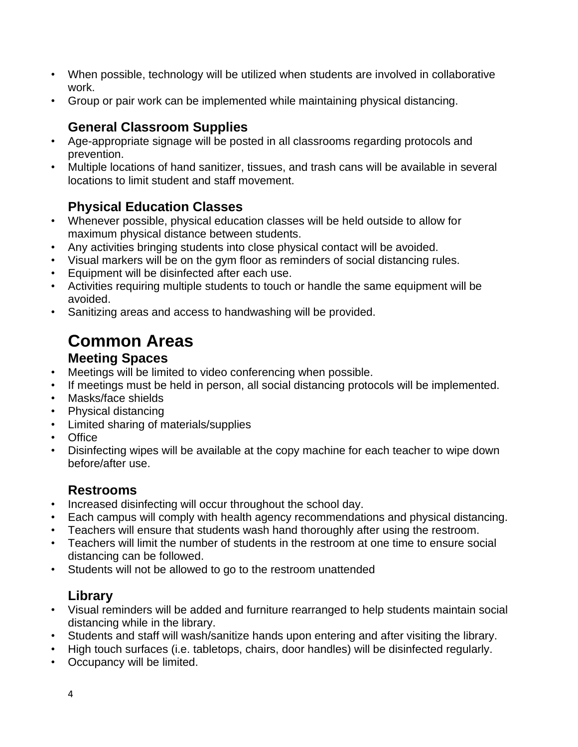- When possible, technology will be utilized when students are involved in collaborative work.
- Group or pair work can be implemented while maintaining physical distancing.

### General Classroom Supplies

- Age-appropriate signage will be posted in all classrooms regarding protocols and prevention.
- Multiple locations of hand sanitizer, tissues, and trash cans will be available in several locations to limit student and staff movement.

### Physical Education Classes

- Whenever possible, physical education classes will be held outside to allow for maximum physical distance between students.
- Any activities bringing students into close physical contact will be avoided.
- Visual markers will be on the gym floor as reminders of social distancing rules.
- Equipment will be disinfected after each use.
- Activities requiring multiple students to touch or handle the same equipment will be avoided.
- Sanitizing areas and access to handwashing will be provided.

## Common Areas

### Meeting Spaces

- Meetings will be limited to video conferencing when possible.
- If meetings must be held in person, all social distancing protocols will be implemented.
- Masks/face shields
- Physical distancing
- Limited sharing of materials/supplies
- Office
- Disinfecting wipes will be available at the copy machine for each teacher to wipe down before/after use.

### Restrooms

- Increased disinfecting will occur throughout the school day.
- Each campus will comply with health agency recommendations and physical distancing.
- Teachers will ensure that students wash hand thoroughly after using the restroom.
- Teachers will limit the number of students in the restroom at one time to ensure social distancing can be followed.
- Students will not be allowed to go to the restroom unattended

### Library

- Visual reminders will be added and furniture rearranged to help students maintain social distancing while in the library.
- Students and staff will wash/sanitize hands upon entering and after visiting the library.
- High touch surfaces (i.e. tabletops, chairs, door handles) will be disinfected regularly.
- Occupancy will be limited.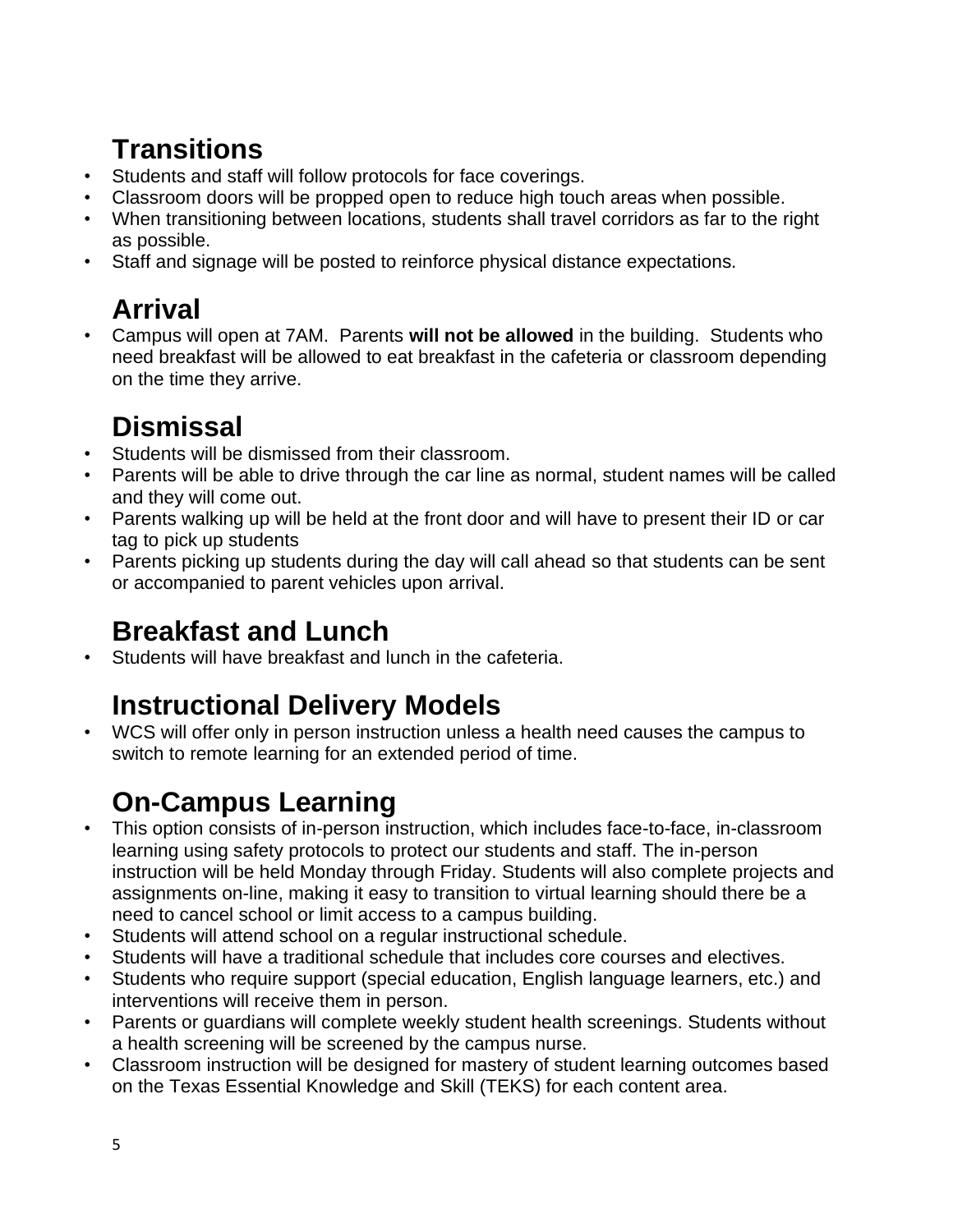## Transitions

- Students and staff will follow protocols for face coverings.
- Classroom doors will be propped open to reduce high touch areas when possible.
- When transitioning between locations, students shall travel corridors as far to the right as possible.
- Staff and signage will be posted to reinforce physical distance expectations.

## Arrival

- Campus will open at 7AM. Parents **will not be allowed** in the building. Students who need breakfast will be allowed to eat breakfast in the cafeteria or classroom depending on the time they arrive.

## Dismissal

- Students will be dismissed from their classroom.
- Parents will be able to drive through the car line as normal, student names will be called and they will come out.
- Parents walking up will be held at the front door and will have to present their ID or car tag to pick up students
- Parents picking up students during the day will call ahead so that students can be sent or accompanied to parent vehicles upon arrival.

## Breakfast and Lunch

- Students will have breakfast and lunch in the cafeteria.

## Instructional Delivery Models

- WCS will offer only in person instruction unless a health need causes the campus to switch to remote learning for an extended period of time.

## On-Campus Learning

- This option consists of in-person instruction, which includes face-to-face, in-classroom learning using safety protocols to protect our students and staff. The in-person instruction will be held Monday through Friday. Students will also complete projects and assignments on-line, making it easy to transition to virtual learning should there be a need to cancel school or limit access to a campus building.
- Students will attend school on a regular instructional schedule.
- Students will have a traditional schedule that includes core courses and electives.
- Students who require support (special education, English language learners, etc.) and interventions will receive them in person.
- Parents or guardians will complete weekly student health screenings. Students without a health screening will be screened by the campus nurse.
- Classroom instruction will be designed for mastery of student learning outcomes based on the Texas Essential Knowledge and Skill (TEKS) for each content area.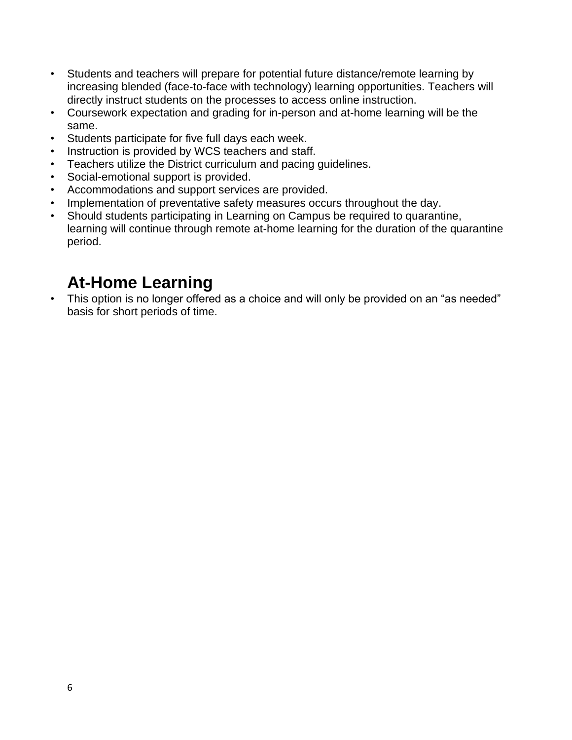- Students and teachers will prepare for potential future distance/remote learning by increasing blended (face-to-face with technology) learning opportunities. Teachers will directly instruct students on the processes to access online instruction.
- Coursework expectation and grading for in-person and at-home learning will be the same.
- Students participate for five full days each week.
- Instruction is provided by WCS teachers and staff.
- Teachers utilize the District curriculum and pacing guidelines.
- Social-emotional support is provided.
- Accommodations and support services are provided.
- Implementation of preventative safety measures occurs throughout the day.
- Should students participating in Learning on Campus be required to quarantine, learning will continue through remote at-home learning for the duration of the quarantine period.

## At-Home Learning

- This option is no longer offered as a choice and will only be provided on an "as needed" basis for short periods of time.